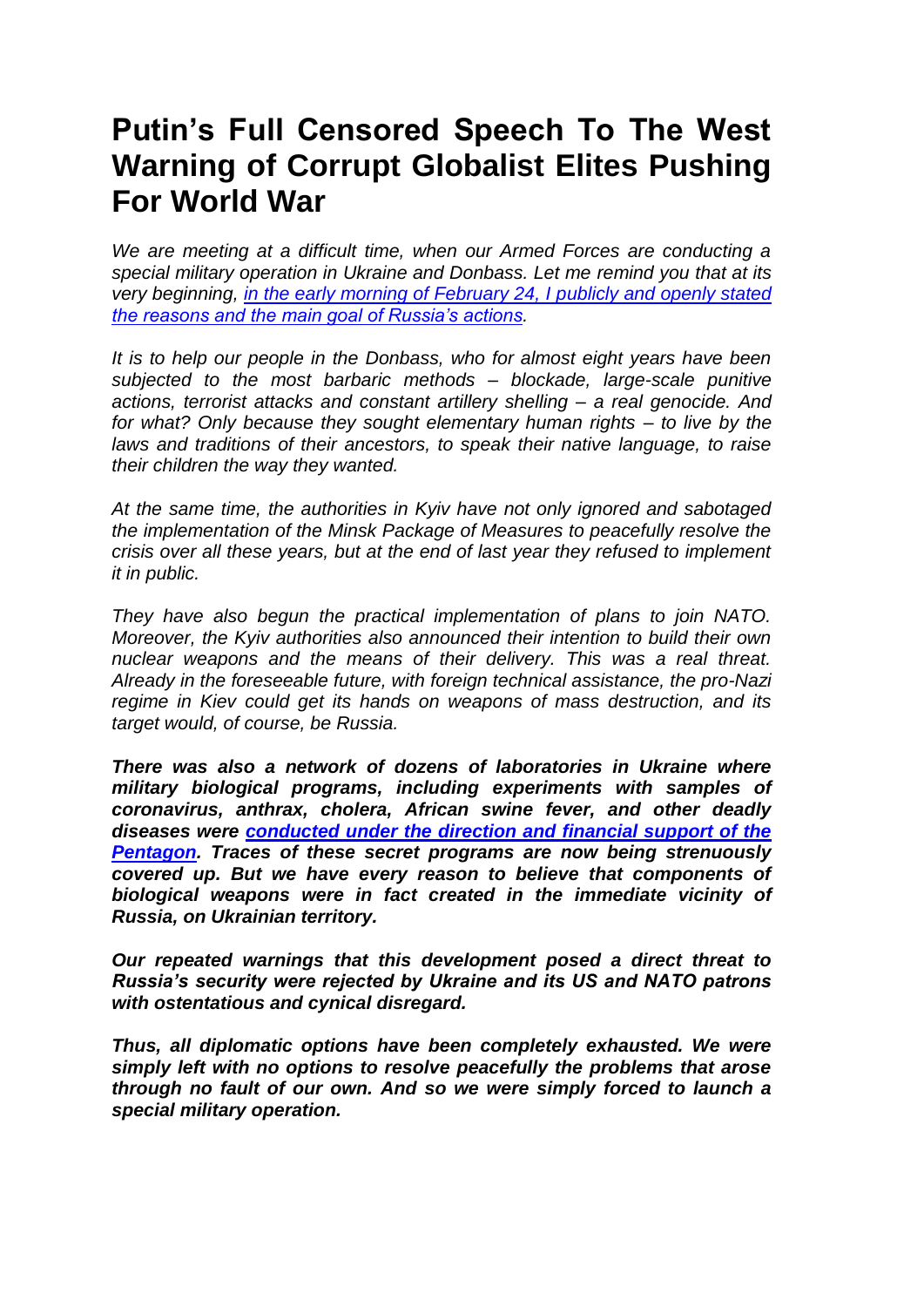# Putin's Full Censored Speech To The West Warning of Corrupt Globalist Elites Pushing For World War

*We are meeting at a difficult time, when our Armed Forces are conducting a special military operation in Ukraine and Donbass. Let me remind you that at its very beginning, [in the early morning of February 24, I publicly and openly stated the reasons and the main goal of Russia's actions](#).*

*It is to help our people in the Donbass, who for almost eight years have been subjected to the most barbaric methods – blockade, large-scale punitive actions, terrorist attacks and constant artillery shelling – a real genocide. And for what? Only because they sought elementary human rights – to live by the laws and traditions of their ancestors, to speak their native language, to raise their children the way they wanted.*

*At the same time, the authorities in Kyiv have not only ignored and sabotaged the implementation of the Minsk Package of Measures to peacefully resolve the crisis over all these years, but at the end of last year they refused to implement it in public.*

*They have also begun the practical implementation of plans to join NATO. Moreover, the Kyiv authorities also announced their intention to build their own nuclear weapons and the means of their delivery. This was a real threat. Already in the foreseeable future, with foreign technical assistance, the pro-Nazi regime in Kiev could get its hands on weapons of mass destruction, and its target would, of course, be Russia.*

***There was also a network of dozens of laboratories in Ukraine where military biological programs, including experiments with samples of coronavirus, anthrax, cholera, African swine fever, and other deadly diseases were [conducted under the direction and financial support of the Pentagon](#). Traces of these secret programs are now being strenuously covered up. But we have every reason to believe that components of biological weapons were in fact created in the immediate vicinity of Russia, on Ukrainian territory.***

***Our repeated warnings that this development posed a direct threat to Russia's security were rejected by Ukraine and its US and NATO patrons with ostentatious and cynical disregard.***

***Thus, all diplomatic options have been completely exhausted. We were simply left with no options to resolve peacefully the problems that arose through no fault of our own. And so we were simply forced to launch a special military operation.***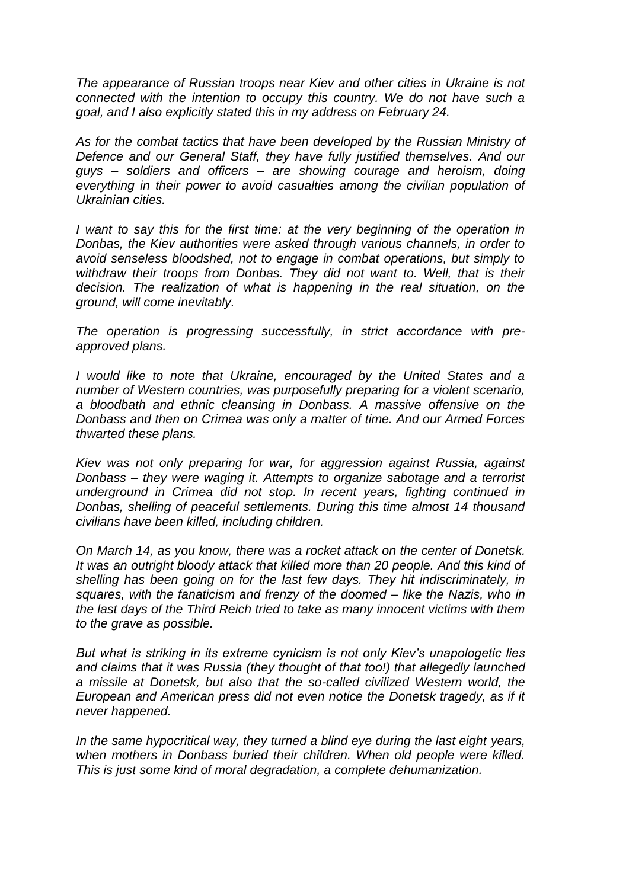*The appearance of Russian troops near Kiev and other cities in Ukraine is not connected with the intention to occupy this country. We do not have such a goal, and I also explicitly stated this in my address on February 24.*

*As for the combat tactics that have been developed by the Russian Ministry of Defence and our General Staff, they have fully justified themselves. And our guys – soldiers and officers – are showing courage and heroism, doing everything in their power to avoid casualties among the civilian population of Ukrainian cities.*

*I want to say this for the first time: at the very beginning of the operation in Donbas, the Kiev authorities were asked through various channels, in order to avoid senseless bloodshed, not to engage in combat operations, but simply to withdraw their troops from Donbas. They did not want to. Well, that is their decision. The realization of what is happening in the real situation, on the ground, will come inevitably.*

*The operation is progressing successfully, in strict accordance with pre-approved plans.*

*I would like to note that Ukraine, encouraged by the United States and a number of Western countries, was purposefully preparing for a violent scenario, a bloodbath and ethnic cleansing in Donbass. A massive offensive on the Donbass and then on Crimea was only a matter of time. And our Armed Forces thwarted these plans.*

*Kiev was not only preparing for war, for aggression against Russia, against Donbass – they were waging it. Attempts to organize sabotage and a terrorist underground in Crimea did not stop. In recent years, fighting continued in Donbas, shelling of peaceful settlements. During this time almost 14 thousand civilians have been killed, including children.*

*On March 14, as you know, there was a rocket attack on the center of Donetsk. It was an outright bloody attack that killed more than 20 people. And this kind of shelling has been going on for the last few days. They hit indiscriminately, in squares, with the fanaticism and frenzy of the doomed – like the Nazis, who in the last days of the Third Reich tried to take as many innocent victims with them to the grave as possible.*

*But what is striking in its extreme cynicism is not only Kiev's unapologetic lies and claims that it was Russia (they thought of that too!) that allegedly launched a missile at Donetsk, but also that the so-called civilized Western world, the European and American press did not even notice the Donetsk tragedy, as if it never happened.*

*In the same hypocritical way, they turned a blind eye during the last eight years, when mothers in Donbass buried their children. When old people were killed. This is just some kind of moral degradation, a complete dehumanization.*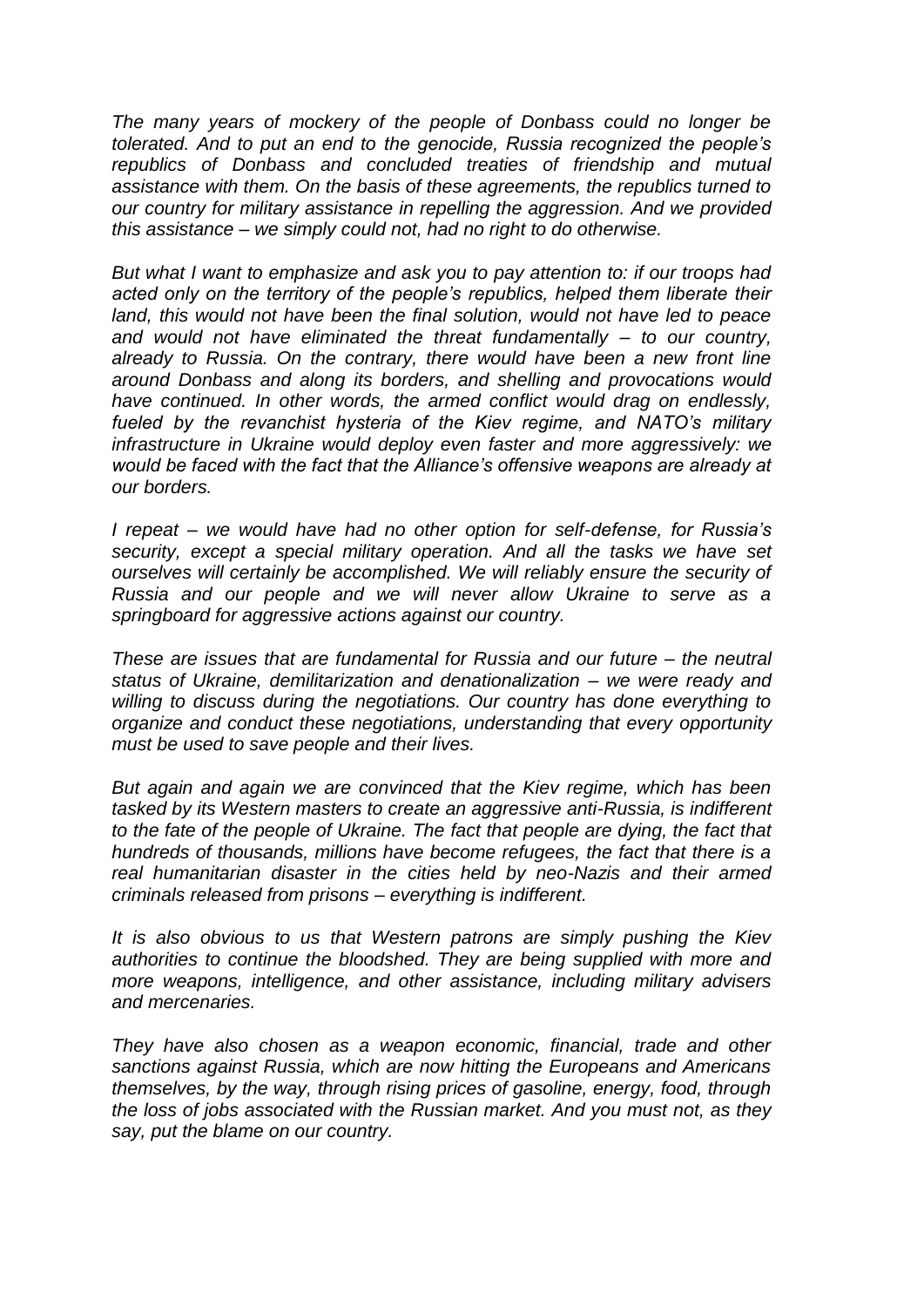*The many years of mockery of the people of Donbass could no longer be tolerated. And to put an end to the genocide, Russia recognized the people's republics of Donbass and concluded treaties of friendship and mutual assistance with them. On the basis of these agreements, the republics turned to our country for military assistance in repelling the aggression. And we provided this assistance – we simply could not, had no right to do otherwise.*

*But what I want to emphasize and ask you to pay attention to: if our troops had acted only on the territory of the people's republics, helped them liberate their land, this would not have been the final solution, would not have led to peace and would not have eliminated the threat fundamentally – to our country, already to Russia. On the contrary, there would have been a new front line around Donbass and along its borders, and shelling and provocations would have continued. In other words, the armed conflict would drag on endlessly, fueled by the revanchist hysteria of the Kiev regime, and NATO's military infrastructure in Ukraine would deploy even faster and more aggressively: we would be faced with the fact that the Alliance's offensive weapons are already at our borders.*

*I repeat – we would have had no other option for self-defense, for Russia's security, except a special military operation. And all the tasks we have set ourselves will certainly be accomplished. We will reliably ensure the security of Russia and our people and we will never allow Ukraine to serve as a springboard for aggressive actions against our country.*

*These are issues that are fundamental for Russia and our future – the neutral status of Ukraine, demilitarization and denationalization – we were ready and willing to discuss during the negotiations. Our country has done everything to organize and conduct these negotiations, understanding that every opportunity must be used to save people and their lives.*

*But again and again we are convinced that the Kiev regime, which has been tasked by its Western masters to create an aggressive anti-Russia, is indifferent to the fate of the people of Ukraine. The fact that people are dying, the fact that hundreds of thousands, millions have become refugees, the fact that there is a real humanitarian disaster in the cities held by neo-Nazis and their armed criminals released from prisons – everything is indifferent.*

*It is also obvious to us that Western patrons are simply pushing the Kiev authorities to continue the bloodshed. They are being supplied with more and more weapons, intelligence, and other assistance, including military advisers and mercenaries.*

*They have also chosen as a weapon economic, financial, trade and other sanctions against Russia, which are now hitting the Europeans and Americans themselves, by the way, through rising prices of gasoline, energy, food, through the loss of jobs associated with the Russian market. And you must not, as they say, put the blame on our country.*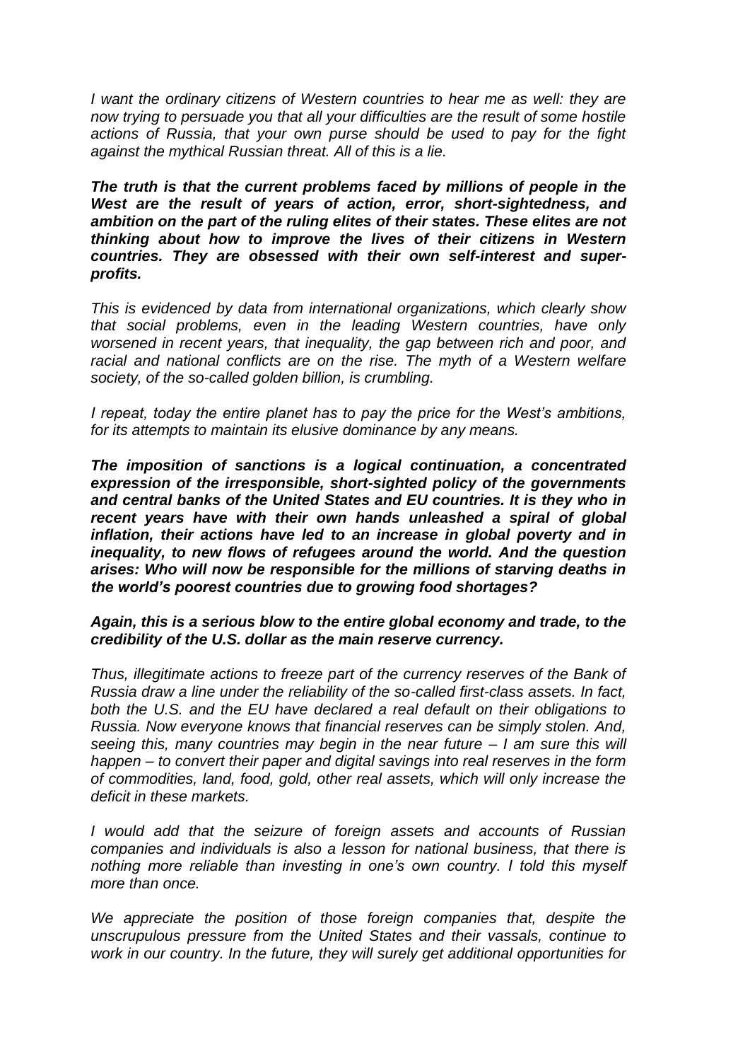*I want the ordinary citizens of Western countries to hear me as well: they are now trying to persuade you that all your difficulties are the result of some hostile actions of Russia, that your own purse should be used to pay for the fight against the mythical Russian threat. All of this is a lie.*

***The truth is that the current problems faced by millions of people in the West are the result of years of action, error, short-sightedness, and ambition on the part of the ruling elites of their states. These elites are not thinking about how to improve the lives of their citizens in Western countries. They are obsessed with their own self-interest and super-profits.***

*This is evidenced by data from international organizations, which clearly show that social problems, even in the leading Western countries, have only worsened in recent years, that inequality, the gap between rich and poor, and racial and national conflicts are on the rise. The myth of a Western welfare society, of the so-called golden billion, is crumbling.*

*I repeat, today the entire planet has to pay the price for the West's ambitions, for its attempts to maintain its elusive dominance by any means.*

***The imposition of sanctions is a logical continuation, a concentrated expression of the irresponsible, short-sighted policy of the governments and central banks of the United States and EU countries. It is they who in recent years have with their own hands unleashed a spiral of global inflation, their actions have led to an increase in global poverty and in inequality, to new flows of refugees around the world. And the question arises: Who will now be responsible for the millions of starving deaths in the world's poorest countries due to growing food shortages?***

***Again, this is a serious blow to the entire global economy and trade, to the credibility of the U.S. dollar as the main reserve currency.***

*Thus, illegitimate actions to freeze part of the currency reserves of the Bank of Russia draw a line under the reliability of the so-called first-class assets. In fact, both the U.S. and the EU have declared a real default on their obligations to Russia. Now everyone knows that financial reserves can be simply stolen. And, seeing this, many countries may begin in the near future – I am sure this will happen – to convert their paper and digital savings into real reserves in the form of commodities, land, food, gold, other real assets, which will only increase the deficit in these markets.*

*I would add that the seizure of foreign assets and accounts of Russian companies and individuals is also a lesson for national business, that there is nothing more reliable than investing in one's own country. I told this myself more than once.*

*We appreciate the position of those foreign companies that, despite the unscrupulous pressure from the United States and their vassals, continue to work in our country. In the future, they will surely get additional opportunities for*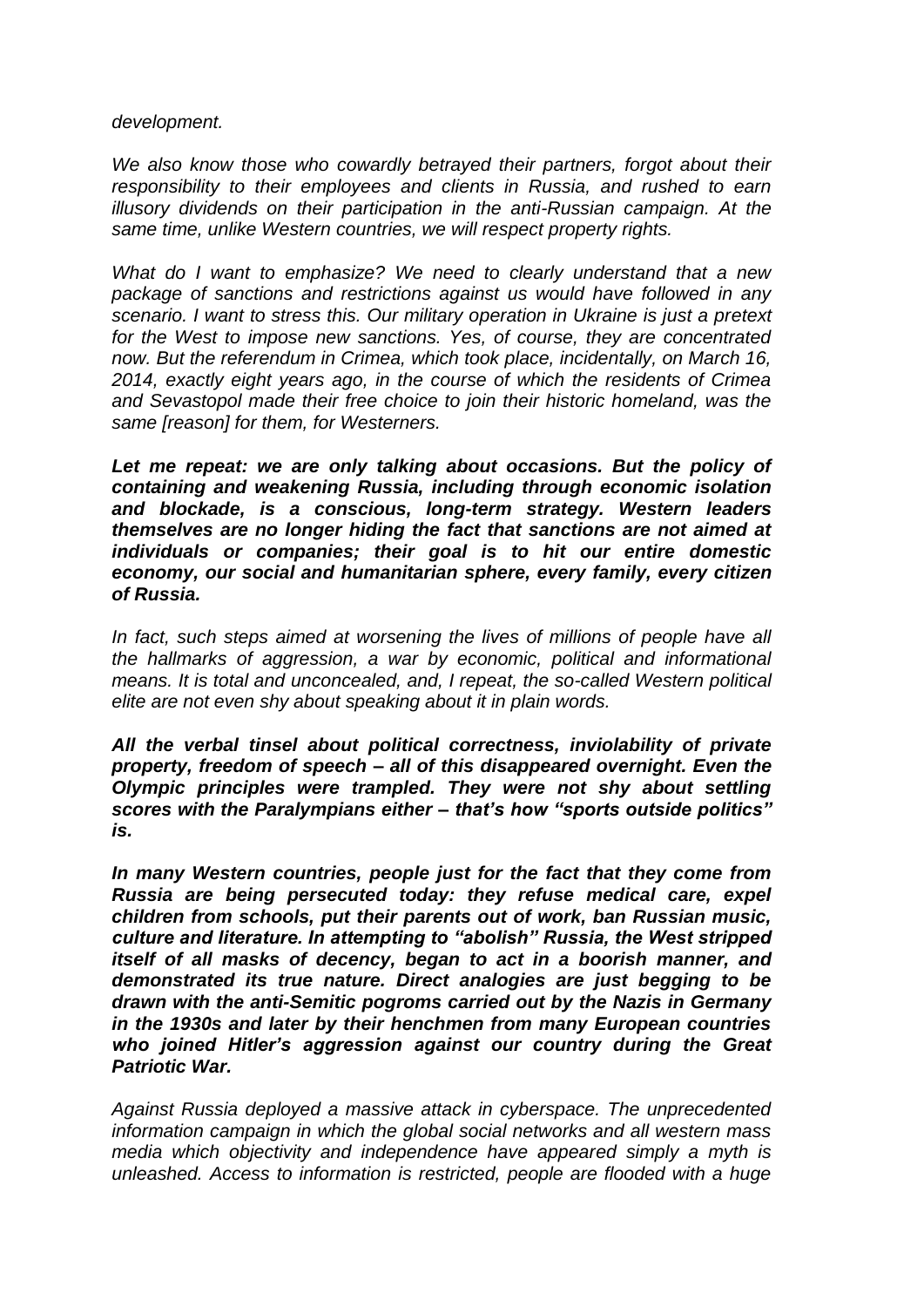*development.*

*We also know those who cowardly betrayed their partners, forgot about their responsibility to their employees and clients in Russia, and rushed to earn illusory dividends on their participation in the anti-Russian campaign. At the same time, unlike Western countries, we will respect property rights.*

*What do I want to emphasize? We need to clearly understand that a new package of sanctions and restrictions against us would have followed in any scenario. I want to stress this. Our military operation in Ukraine is just a pretext for the West to impose new sanctions. Yes, of course, they are concentrated now. But the referendum in Crimea, which took place, incidentally, on March 16, 2014, exactly eight years ago, in the course of which the residents of Crimea and Sevastopol made their free choice to join their historic homeland, was the same [reason] for them, for Westerners.*

***Let me repeat: we are only talking about occasions. But the policy of containing and weakening Russia, including through economic isolation and blockade, is a conscious, long-term strategy. Western leaders themselves are no longer hiding the fact that sanctions are not aimed at individuals or companies; their goal is to hit our entire domestic economy, our social and humanitarian sphere, every family, every citizen of Russia.***

*In fact, such steps aimed at worsening the lives of millions of people have all the hallmarks of aggression, a war by economic, political and informational means. It is total and unconcealed, and, I repeat, the so-called Western political elite are not even shy about speaking about it in plain words.*

***All the verbal tinsel about political correctness, inviolability of private property, freedom of speech – all of this disappeared overnight. Even the Olympic principles were trampled. They were not shy about settling scores with the Paralympians either – that's how "sports outside politics" is.***

***In many Western countries, people just for the fact that they come from Russia are being persecuted today: they refuse medical care, expel children from schools, put their parents out of work, ban Russian music, culture and literature. In attempting to "abolish" Russia, the West stripped itself of all masks of decency, began to act in a boorish manner, and demonstrated its true nature. Direct analogies are just begging to be drawn with the anti-Semitic pogroms carried out by the Nazis in Germany in the 1930s and later by their henchmen from many European countries who joined Hitler's aggression against our country during the Great Patriotic War.***

*Against Russia deployed a massive attack in cyberspace. The unprecedented information campaign in which the global social networks and all western mass media which objectivity and independence have appeared simply a myth is unleashed. Access to information is restricted, people are flooded with a huge*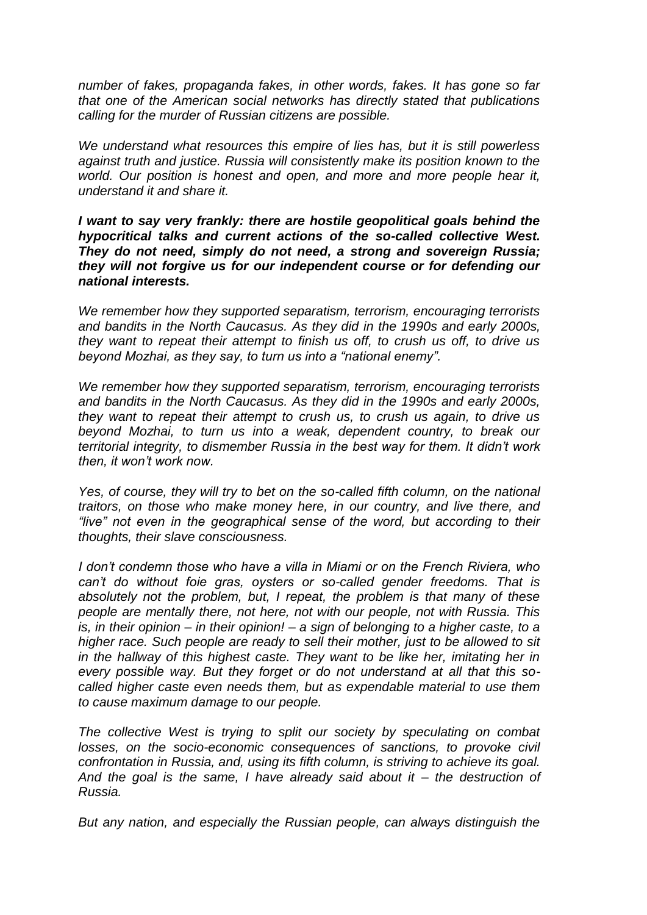*number of fakes, propaganda fakes, in other words, fakes. It has gone so far that one of the American social networks has directly stated that publications calling for the murder of Russian citizens are possible.*

*We understand what resources this empire of lies has, but it is still powerless against truth and justice. Russia will consistently make its position known to the world. Our position is honest and open, and more and more people hear it, understand it and share it.*

***I want to say very frankly: there are hostile geopolitical goals behind the hypocritical talks and current actions of the so-called collective West. They do not need, simply do not need, a strong and sovereign Russia; they will not forgive us for our independent course or for defending our national interests.***

*We remember how they supported separatism, terrorism, encouraging terrorists and bandits in the North Caucasus. As they did in the 1990s and early 2000s, they want to repeat their attempt to finish us off, to crush us off, to drive us beyond Mozhai, as they say, to turn us into a "national enemy".*

*We remember how they supported separatism, terrorism, encouraging terrorists and bandits in the North Caucasus. As they did in the 1990s and early 2000s, they want to repeat their attempt to crush us, to crush us again, to drive us beyond Mozhai, to turn us into a weak, dependent country, to break our territorial integrity, to dismember Russia in the best way for them. It didn't work then, it won't work now.*

*Yes, of course, they will try to bet on the so-called fifth column, on the national traitors, on those who make money here, in our country, and live there, and "live" not even in the geographical sense of the word, but according to their thoughts, their slave consciousness.*

*I don't condemn those who have a villa in Miami or on the French Riviera, who can't do without foie gras, oysters or so-called gender freedoms. That is absolutely not the problem, but, I repeat, the problem is that many of these people are mentally there, not here, not with our people, not with Russia. This is, in their opinion – in their opinion! – a sign of belonging to a higher caste, to a higher race. Such people are ready to sell their mother, just to be allowed to sit in the hallway of this highest caste. They want to be like her, imitating her in every possible way. But they forget or do not understand at all that this so-called higher caste even needs them, but as expendable material to use them to cause maximum damage to our people.*

*The collective West is trying to split our society by speculating on combat losses, on the socio-economic consequences of sanctions, to provoke civil confrontation in Russia, and, using its fifth column, is striving to achieve its goal. And the goal is the same, I have already said about it – the destruction of Russia.*

*But any nation, and especially the Russian people, can always distinguish the*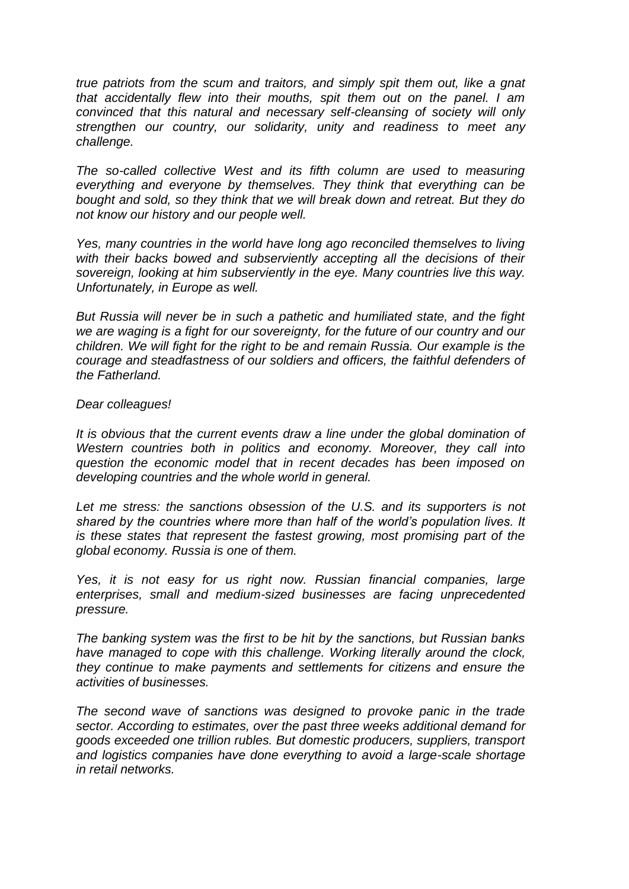*true patriots from the scum and traitors, and simply spit them out, like a gnat that accidentally flew into their mouths, spit them out on the panel. I am convinced that this natural and necessary self-cleansing of society will only strengthen our country, our solidarity, unity and readiness to meet any challenge.*

*The so-called collective West and its fifth column are used to measuring everything and everyone by themselves. They think that everything can be bought and sold, so they think that we will break down and retreat. But they do not know our history and our people well.*

*Yes, many countries in the world have long ago reconciled themselves to living with their backs bowed and subserviently accepting all the decisions of their sovereign, looking at him subserviently in the eye. Many countries live this way. Unfortunately, in Europe as well.*

*But Russia will never be in such a pathetic and humiliated state, and the fight we are waging is a fight for our sovereignty, for the future of our country and our children. We will fight for the right to be and remain Russia. Our example is the courage and steadfastness of our soldiers and officers, the faithful defenders of the Fatherland.*

*Dear colleagues!*

*It is obvious that the current events draw a line under the global domination of Western countries both in politics and economy. Moreover, they call into question the economic model that in recent decades has been imposed on developing countries and the whole world in general.*

*Let me stress: the sanctions obsession of the U.S. and its supporters is not shared by the countries where more than half of the world's population lives. It is these states that represent the fastest growing, most promising part of the global economy. Russia is one of them.*

*Yes, it is not easy for us right now. Russian financial companies, large enterprises, small and medium-sized businesses are facing unprecedented pressure.*

*The banking system was the first to be hit by the sanctions, but Russian banks have managed to cope with this challenge. Working literally around the clock, they continue to make payments and settlements for citizens and ensure the activities of businesses.*

*The second wave of sanctions was designed to provoke panic in the trade sector. According to estimates, over the past three weeks additional demand for goods exceeded one trillion rubles. But domestic producers, suppliers, transport and logistics companies have done everything to avoid a large-scale shortage in retail networks.*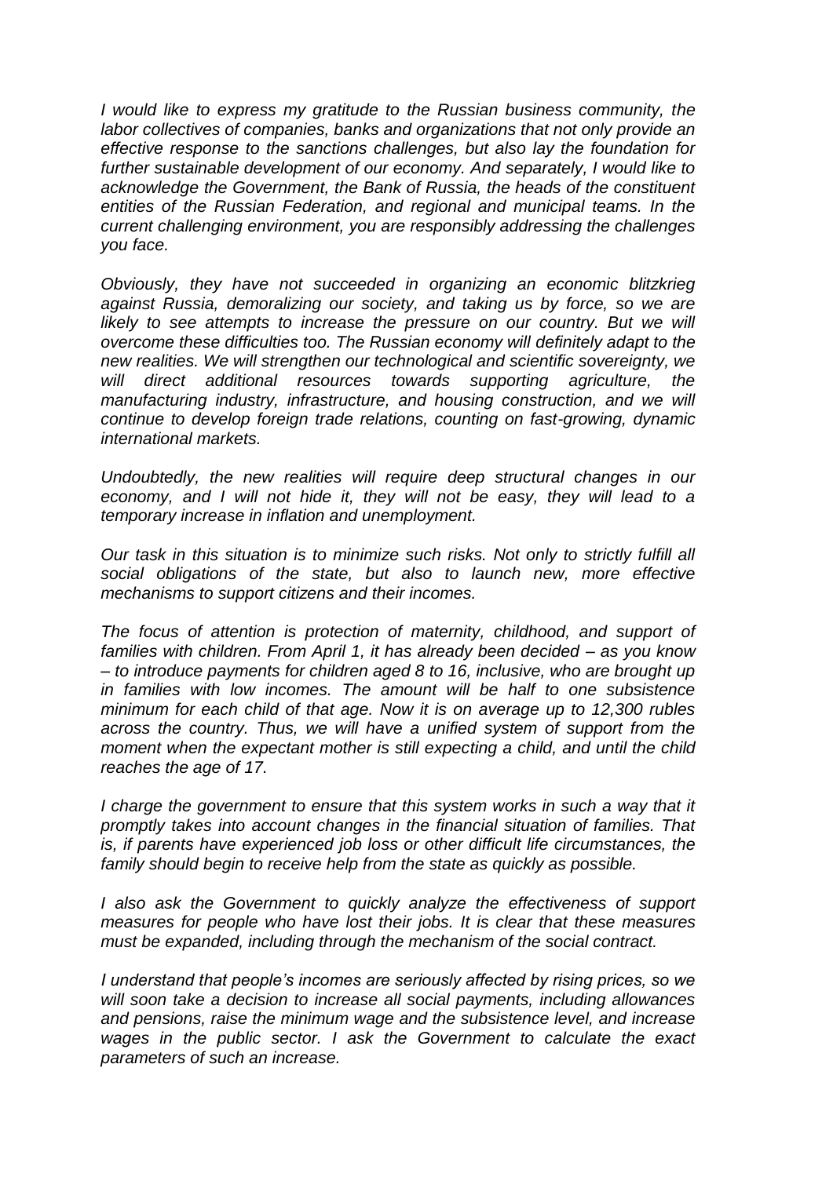*I would like to express my gratitude to the Russian business community, the labor collectives of companies, banks and organizations that not only provide an effective response to the sanctions challenges, but also lay the foundation for further sustainable development of our economy. And separately, I would like to acknowledge the Government, the Bank of Russia, the heads of the constituent entities of the Russian Federation, and regional and municipal teams. In the current challenging environment, you are responsibly addressing the challenges you face.*

*Obviously, they have not succeeded in organizing an economic blitzkrieg against Russia, demoralizing our society, and taking us by force, so we are likely to see attempts to increase the pressure on our country. But we will overcome these difficulties too. The Russian economy will definitely adapt to the new realities. We will strengthen our technological and scientific sovereignty, we will direct additional resources towards supporting agriculture, the manufacturing industry, infrastructure, and housing construction, and we will continue to develop foreign trade relations, counting on fast-growing, dynamic international markets.*

*Undoubtedly, the new realities will require deep structural changes in our economy, and I will not hide it, they will not be easy, they will lead to a temporary increase in inflation and unemployment.*

*Our task in this situation is to minimize such risks. Not only to strictly fulfill all social obligations of the state, but also to launch new, more effective mechanisms to support citizens and their incomes.*

*The focus of attention is protection of maternity, childhood, and support of families with children. From April 1, it has already been decided – as you know – to introduce payments for children aged 8 to 16, inclusive, who are brought up in families with low incomes. The amount will be half to one subsistence minimum for each child of that age. Now it is on average up to 12,300 rubles across the country. Thus, we will have a unified system of support from the moment when the expectant mother is still expecting a child, and until the child reaches the age of 17.*

*I charge the government to ensure that this system works in such a way that it promptly takes into account changes in the financial situation of families. That is, if parents have experienced job loss or other difficult life circumstances, the family should begin to receive help from the state as quickly as possible.*

*I also ask the Government to quickly analyze the effectiveness of support measures for people who have lost their jobs. It is clear that these measures must be expanded, including through the mechanism of the social contract.*

*I understand that people's incomes are seriously affected by rising prices, so we will soon take a decision to increase all social payments, including allowances and pensions, raise the minimum wage and the subsistence level, and increase wages in the public sector. I ask the Government to calculate the exact parameters of such an increase.*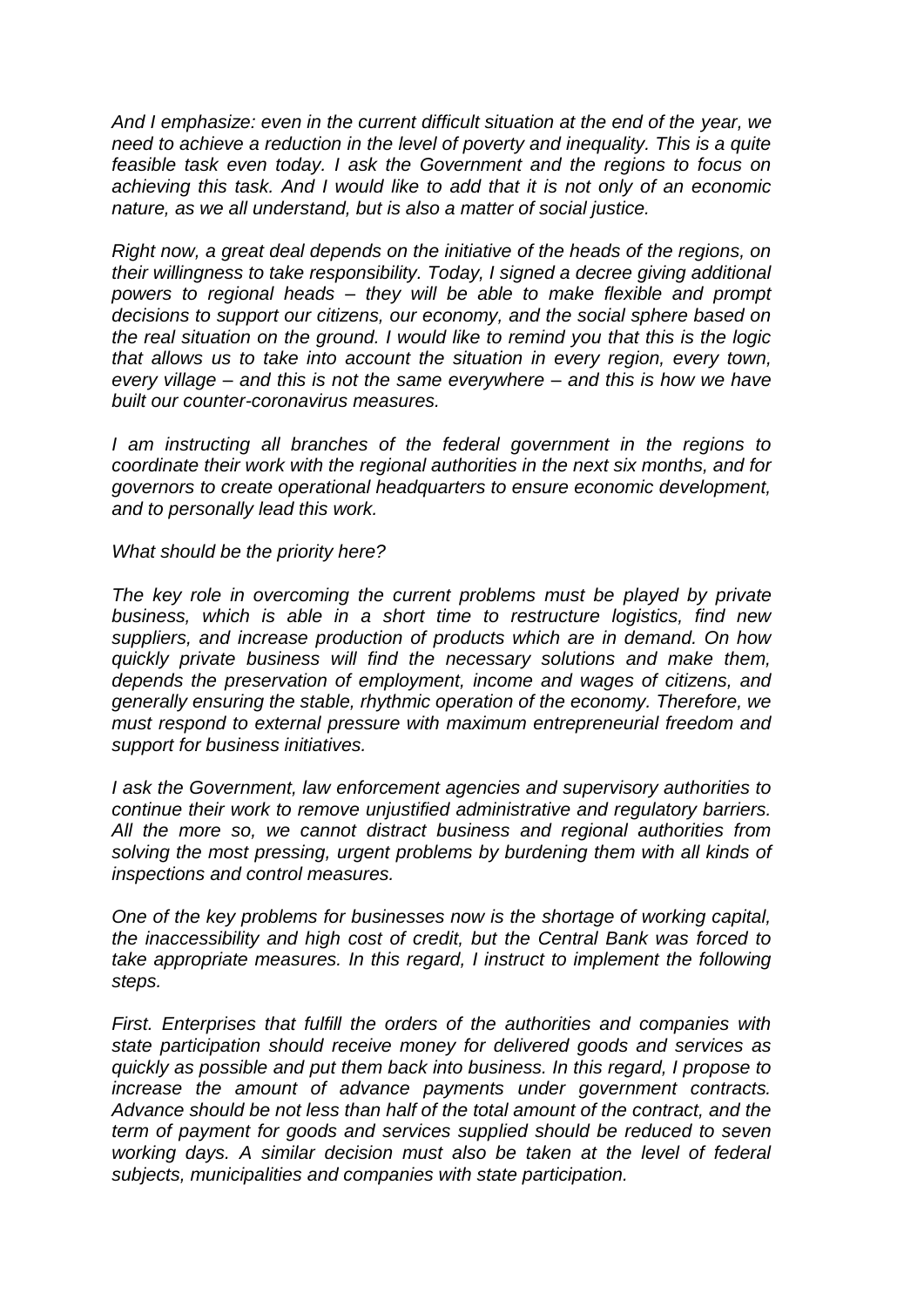*And I emphasize: even in the current difficult situation at the end of the year, we need to achieve a reduction in the level of poverty and inequality. This is a quite feasible task even today. I ask the Government and the regions to focus on achieving this task. And I would like to add that it is not only of an economic nature, as we all understand, but is also a matter of social justice.*

*Right now, a great deal depends on the initiative of the heads of the regions, on their willingness to take responsibility. Today, I signed a decree giving additional powers to regional heads – they will be able to make flexible and prompt decisions to support our citizens, our economy, and the social sphere based on the real situation on the ground. I would like to remind you that this is the logic that allows us to take into account the situation in every region, every town, every village – and this is not the same everywhere – and this is how we have built our counter-coronavirus measures.*

*I am instructing all branches of the federal government in the regions to coordinate their work with the regional authorities in the next six months, and for governors to create operational headquarters to ensure economic development, and to personally lead this work.*

*What should be the priority here?*

*The key role in overcoming the current problems must be played by private business, which is able in a short time to restructure logistics, find new suppliers, and increase production of products which are in demand. On how quickly private business will find the necessary solutions and make them, depends the preservation of employment, income and wages of citizens, and generally ensuring the stable, rhythmic operation of the economy. Therefore, we must respond to external pressure with maximum entrepreneurial freedom and support for business initiatives.*

*I ask the Government, law enforcement agencies and supervisory authorities to continue their work to remove unjustified administrative and regulatory barriers. All the more so, we cannot distract business and regional authorities from solving the most pressing, urgent problems by burdening them with all kinds of inspections and control measures.*

*One of the key problems for businesses now is the shortage of working capital, the inaccessibility and high cost of credit, but the Central Bank was forced to take appropriate measures. In this regard, I instruct to implement the following steps.*

*First. Enterprises that fulfill the orders of the authorities and companies with state participation should receive money for delivered goods and services as quickly as possible and put them back into business. In this regard, I propose to increase the amount of advance payments under government contracts. Advance should be not less than half of the total amount of the contract, and the term of payment for goods and services supplied should be reduced to seven working days. A similar decision must also be taken at the level of federal subjects, municipalities and companies with state participation.*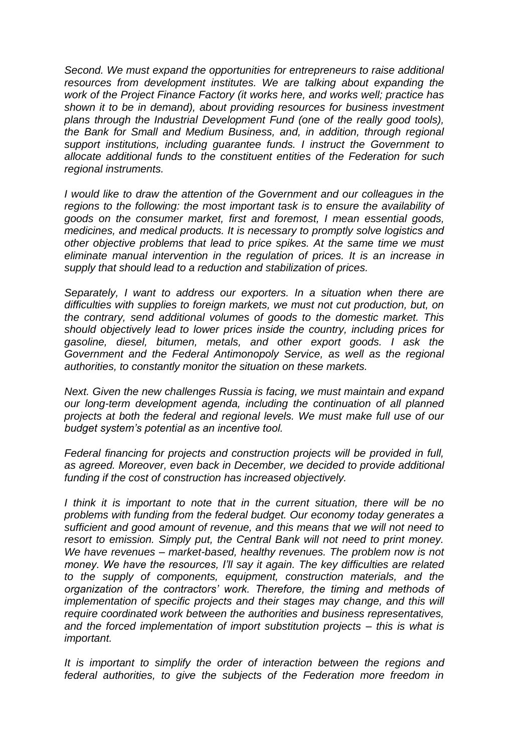*Second. We must expand the opportunities for entrepreneurs to raise additional resources from development institutes. We are talking about expanding the work of the Project Finance Factory (it works here, and works well; practice has shown it to be in demand), about providing resources for business investment plans through the Industrial Development Fund (one of the really good tools), the Bank for Small and Medium Business, and, in addition, through regional support institutions, including guarantee funds. I instruct the Government to allocate additional funds to the constituent entities of the Federation for such regional instruments.*

*I would like to draw the attention of the Government and our colleagues in the regions to the following: the most important task is to ensure the availability of goods on the consumer market, first and foremost, I mean essential goods, medicines, and medical products. It is necessary to promptly solve logistics and other objective problems that lead to price spikes. At the same time we must eliminate manual intervention in the regulation of prices. It is an increase in supply that should lead to a reduction and stabilization of prices.*

*Separately, I want to address our exporters. In a situation when there are difficulties with supplies to foreign markets, we must not cut production, but, on the contrary, send additional volumes of goods to the domestic market. This should objectively lead to lower prices inside the country, including prices for gasoline, diesel, bitumen, metals, and other export goods. I ask the Government and the Federal Antimonopoly Service, as well as the regional authorities, to constantly monitor the situation on these markets.*

*Next. Given the new challenges Russia is facing, we must maintain and expand our long-term development agenda, including the continuation of all planned projects at both the federal and regional levels. We must make full use of our budget system's potential as an incentive tool.*

*Federal financing for projects and construction projects will be provided in full, as agreed. Moreover, even back in December, we decided to provide additional funding if the cost of construction has increased objectively.*

*I think it is important to note that in the current situation, there will be no problems with funding from the federal budget. Our economy today generates a sufficient and good amount of revenue, and this means that we will not need to resort to emission. Simply put, the Central Bank will not need to print money. We have revenues – market-based, healthy revenues. The problem now is not money. We have the resources, I'll say it again. The key difficulties are related to the supply of components, equipment, construction materials, and the organization of the contractors' work. Therefore, the timing and methods of implementation of specific projects and their stages may change, and this will require coordinated work between the authorities and business representatives, and the forced implementation of import substitution projects – this is what is important.*

*It is important to simplify the order of interaction between the regions and federal authorities, to give the subjects of the Federation more freedom in*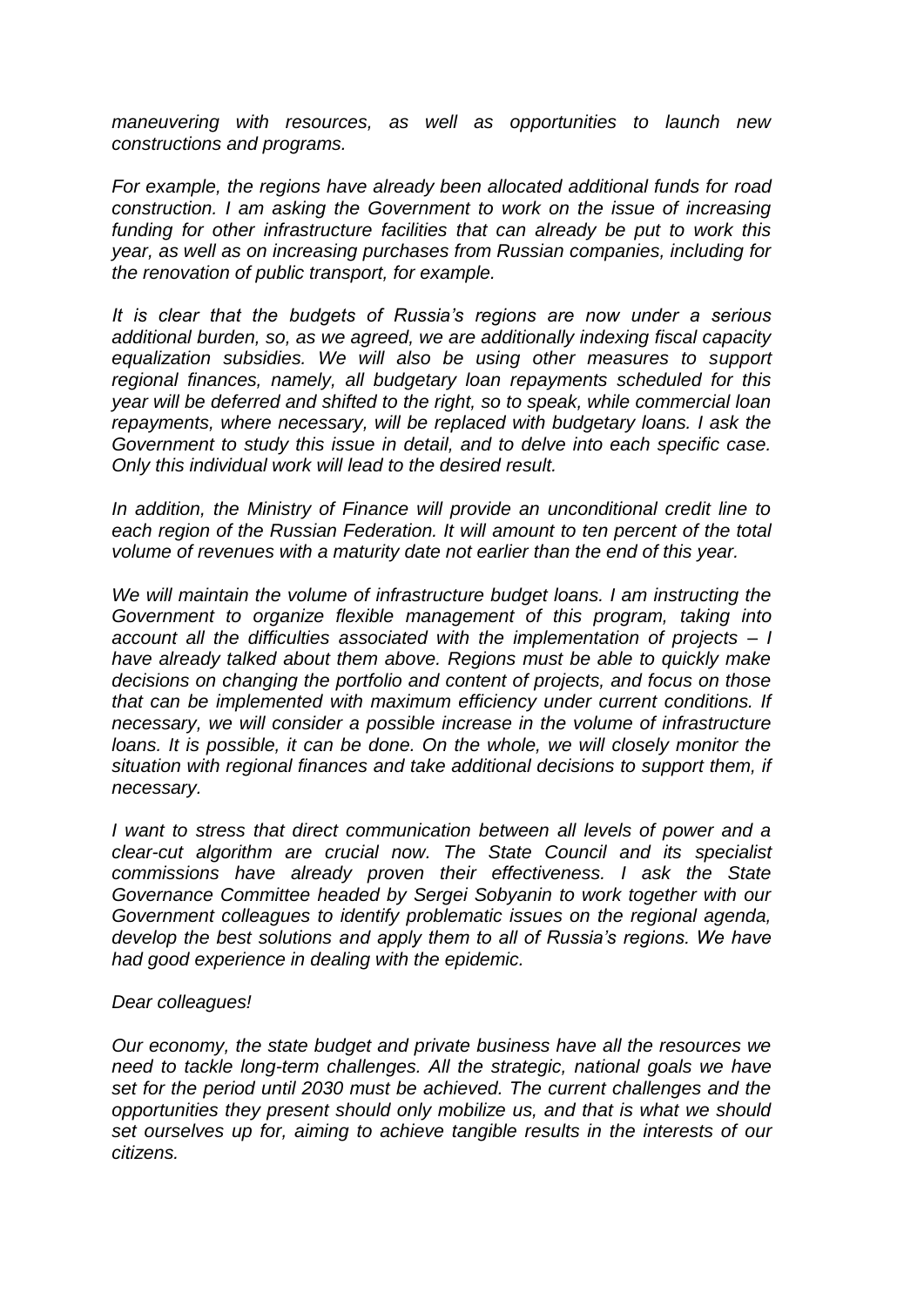*maneuvering with resources, as well as opportunities to launch new constructions and programs.*

*For example, the regions have already been allocated additional funds for road construction. I am asking the Government to work on the issue of increasing funding for other infrastructure facilities that can already be put to work this year, as well as on increasing purchases from Russian companies, including for the renovation of public transport, for example.*

*It is clear that the budgets of Russia's regions are now under a serious additional burden, so, as we agreed, we are additionally indexing fiscal capacity equalization subsidies. We will also be using other measures to support regional finances, namely, all budgetary loan repayments scheduled for this year will be deferred and shifted to the right, so to speak, while commercial loan repayments, where necessary, will be replaced with budgetary loans. I ask the Government to study this issue in detail, and to delve into each specific case. Only this individual work will lead to the desired result.*

*In addition, the Ministry of Finance will provide an unconditional credit line to each region of the Russian Federation. It will amount to ten percent of the total volume of revenues with a maturity date not earlier than the end of this year.*

*We will maintain the volume of infrastructure budget loans. I am instructing the Government to organize flexible management of this program, taking into account all the difficulties associated with the implementation of projects – I have already talked about them above. Regions must be able to quickly make decisions on changing the portfolio and content of projects, and focus on those that can be implemented with maximum efficiency under current conditions. If necessary, we will consider a possible increase in the volume of infrastructure loans. It is possible, it can be done. On the whole, we will closely monitor the situation with regional finances and take additional decisions to support them, if necessary.*

*I want to stress that direct communication between all levels of power and a clear-cut algorithm are crucial now. The State Council and its specialist commissions have already proven their effectiveness. I ask the State Governance Committee headed by Sergei Sobyanin to work together with our Government colleagues to identify problematic issues on the regional agenda, develop the best solutions and apply them to all of Russia's regions. We have had good experience in dealing with the epidemic.*

*Dear colleagues!*

*Our economy, the state budget and private business have all the resources we need to tackle long-term challenges. All the strategic, national goals we have set for the period until 2030 must be achieved. The current challenges and the opportunities they present should only mobilize us, and that is what we should set ourselves up for, aiming to achieve tangible results in the interests of our citizens.*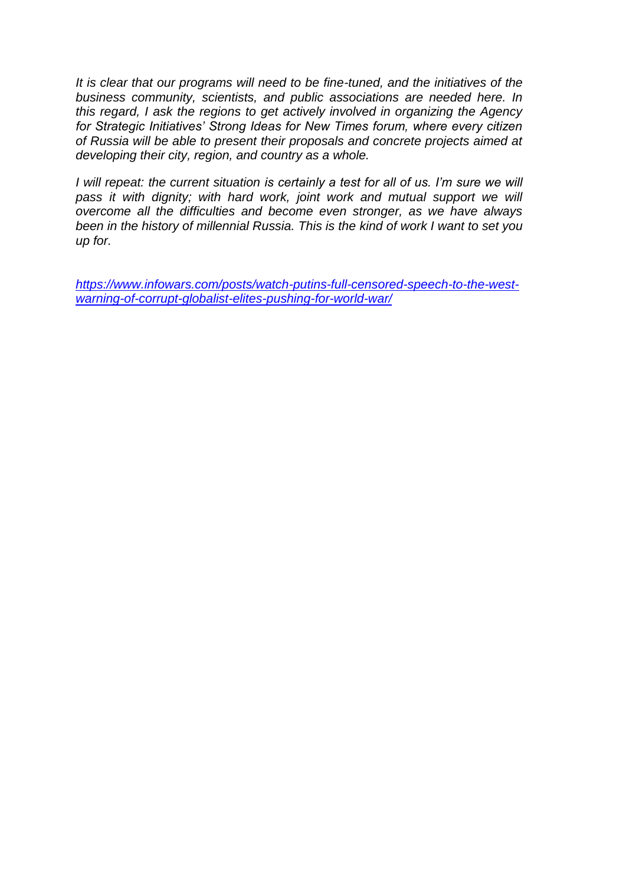*It is clear that our programs will need to be fine-tuned, and the initiatives of the business community, scientists, and public associations are needed here. In this regard, I ask the regions to get actively involved in organizing the Agency for Strategic Initiatives' Strong Ideas for New Times forum, where every citizen of Russia will be able to present their proposals and concrete projects aimed at developing their city, region, and country as a whole.*

*I will repeat: the current situation is certainly a test for all of us. I'm sure we will pass it with dignity; with hard work, joint work and mutual support we will overcome all the difficulties and become even stronger, as we have always been in the history of millennial Russia. This is the kind of work I want to set you up for.*

*https://www.infowars.com/posts/watch-putins-full-censored-speech-to-the-west-warning-of-corrupt-globalist-elites-pushing-for-world-war/*